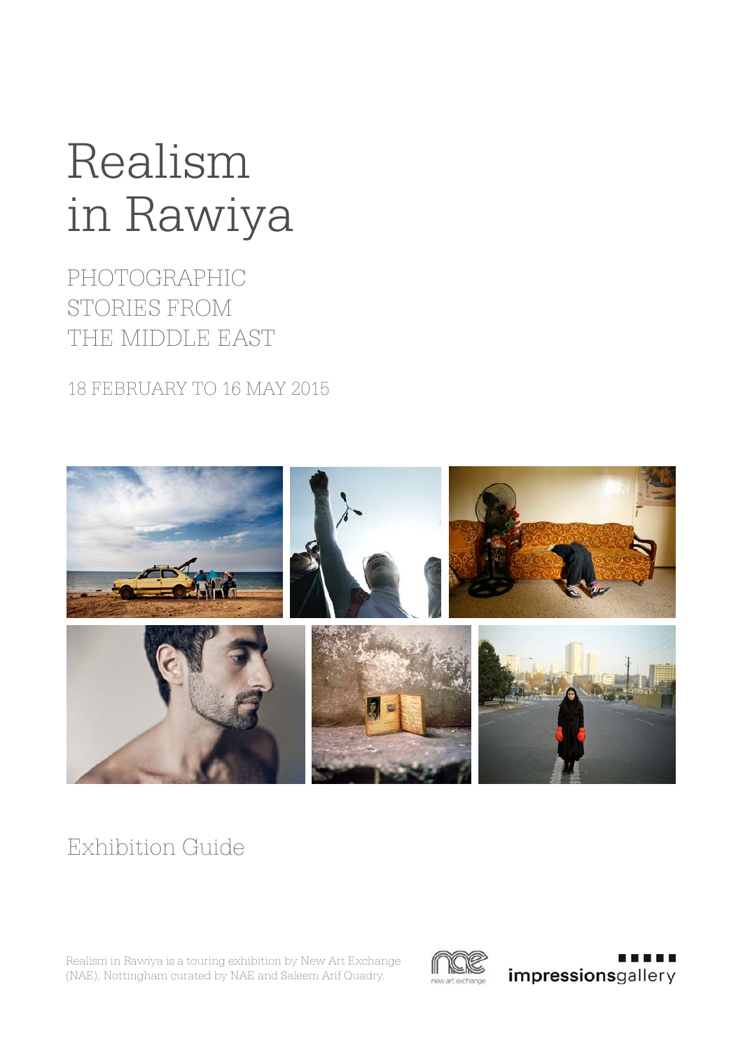# Realism in Rawiya

## PHOTOGRAPHIC STORIES FROM THE MIDDLE EAST

18 FEBRUARY TO 16 MAY 2015

## Exhibition Guide

Realism in Rawiya is a touring exhibition by New Art Exchange (NAE), Nottingham curated by NAE and Saleem Arif Quadry.

new art exchange

impressionsgallery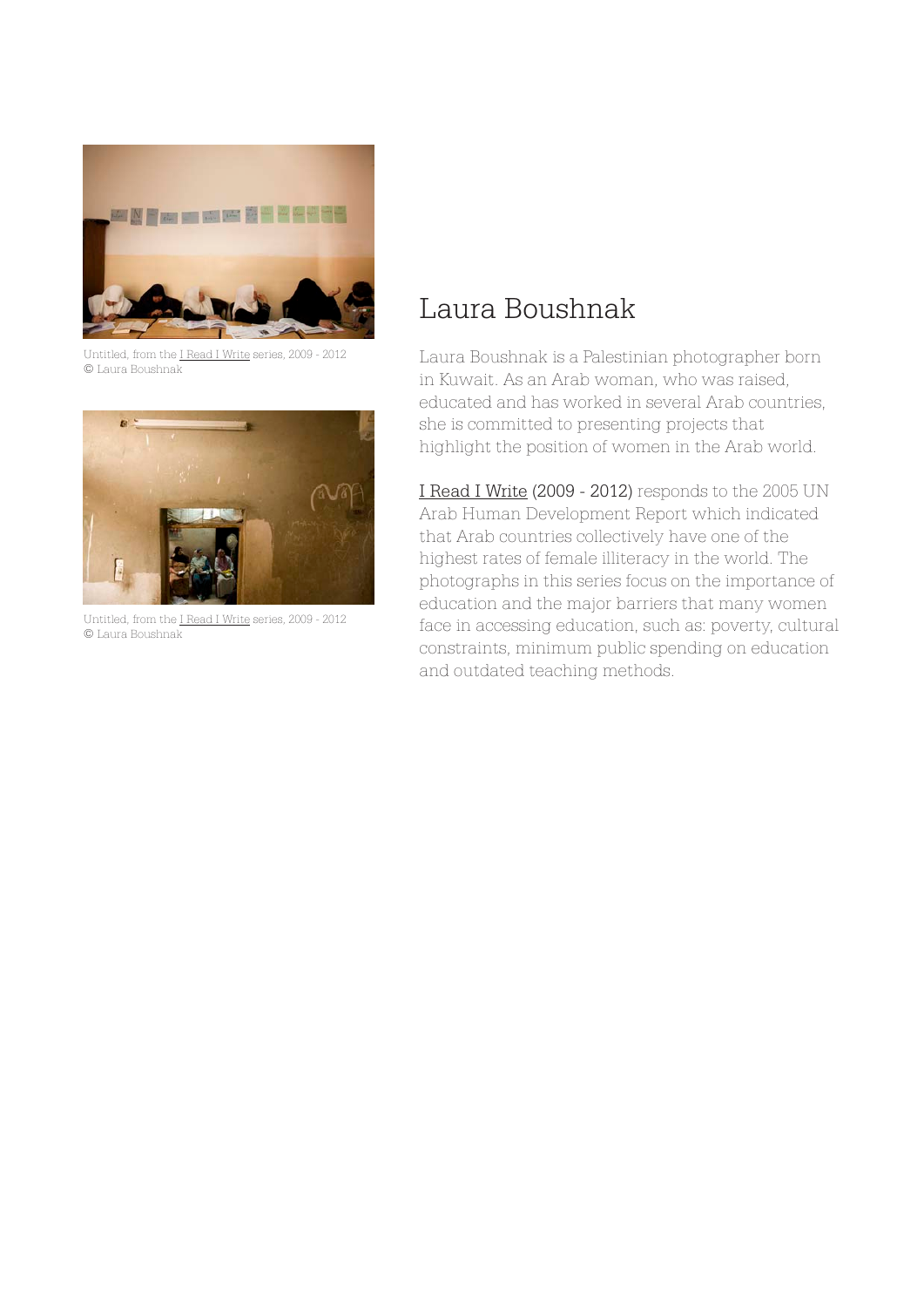Untitled, from the I Read I Write series, 2009 - 2012
© Laura Boushnak

Untitled, from the I Read I Write series, 2009 - 2012
© Laura Boushnak

# Laura Boushnak

Laura Boushnak is a Palestinian photographer born in Kuwait. As an Arab woman, who was raised, educated and has worked in several Arab countries, she is committed to presenting projects that highlight the position of women in the Arab world.

I Read I Write (2009 - 2012) responds to the 2005 UN Arab Human Development Report which indicated that Arab countries collectively have one of the highest rates of female illiteracy in the world. The photographs in this series focus on the importance of education and the major barriers that many women face in accessing education, such as: poverty, cultural constraints, minimum public spending on education and outdated teaching methods.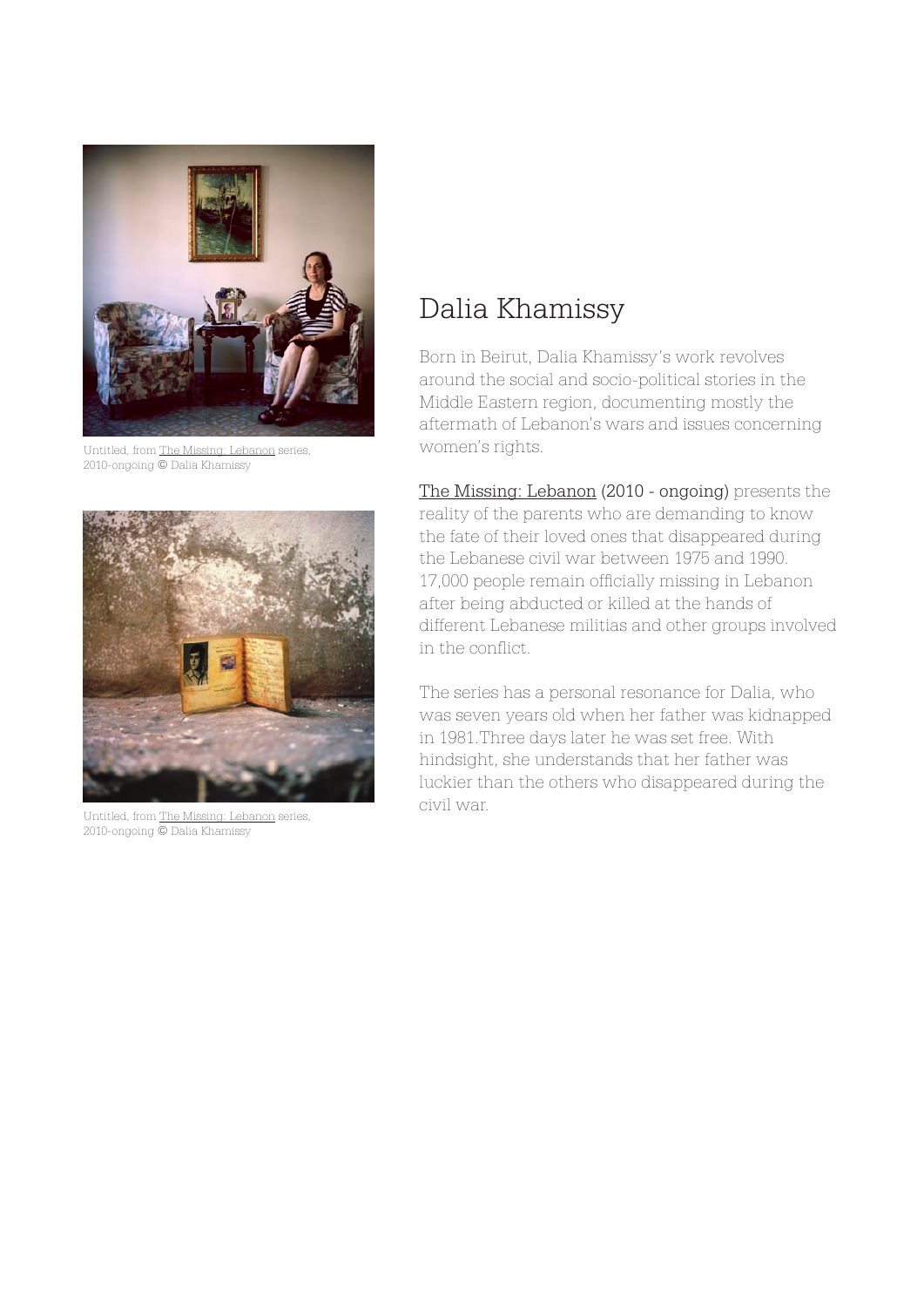Untitled, from The Missing: Lebanon series, 2010-ongoing © Dalia Khamissy

Untitled, from The Missing: Lebanon series, 2010-ongoing © Dalia Khamissy

# Dalia Khamissy

Born in Beirut, Dalia Khamissy's work revolves around the social and socio-political stories in the Middle Eastern region, documenting mostly the aftermath of Lebanon's wars and issues concerning women's rights.

The Missing: Lebanon (2010 - ongoing) presents the reality of the parents who are demanding to know the fate of their loved ones that disappeared during the Lebanese civil war between 1975 and 1990. 17,000 people remain officially missing in Lebanon after being abducted or killed at the hands of different Lebanese militias and other groups involved in the conflict.

The series has a personal resonance for Dalia, who was seven years old when her father was kidnapped in 1981.Three days later he was set free. With hindsight, she understands that her father was luckier than the others who disappeared during the civil war.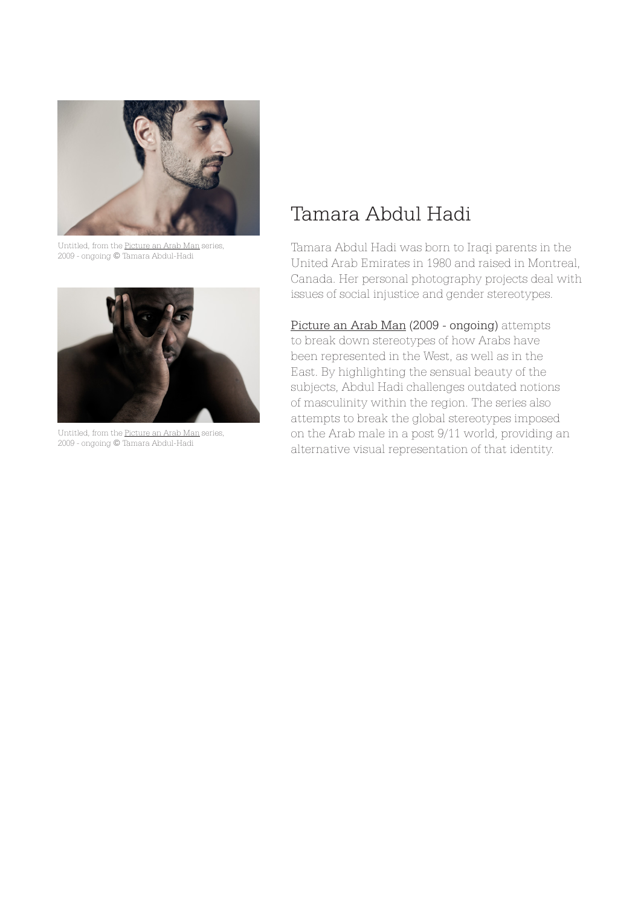Untitled, from the Picture an Arab Man series, 2009 - ongoing © Tamara Abdul-Hadi

Untitled, from the Picture an Arab Man series, 2009 - ongoing © Tamara Abdul-Hadi

# Tamara Abdul Hadi

Tamara Abdul Hadi was born to Iraqi parents in the United Arab Emirates in 1980 and raised in Montreal, Canada. Her personal photography projects deal with issues of social injustice and gender stereotypes.

Picture an Arab Man (2009 - ongoing) attempts to break down stereotypes of how Arabs have been represented in the West, as well as in the East. By highlighting the sensual beauty of the subjects, Abdul Hadi challenges outdated notions of masculinity within the region. The series also attempts to break the global stereotypes imposed on the Arab male in a post 9/11 world, providing an alternative visual representation of that identity.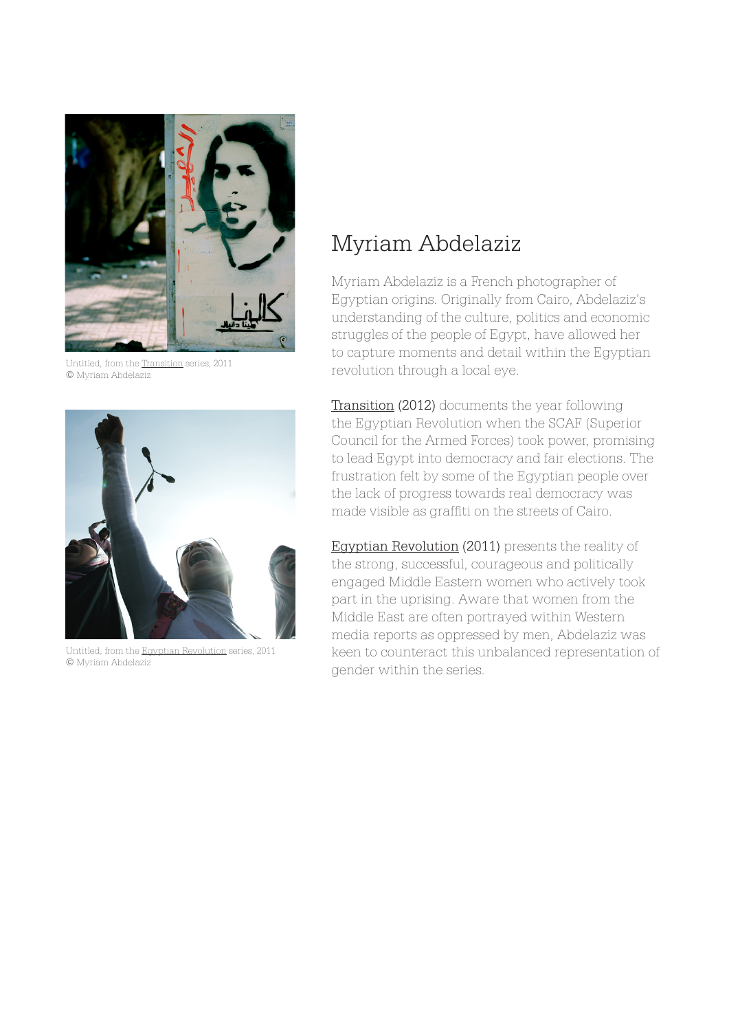Untitled, from the Transition series, 2011
© Myriam Abdelaziz

Untitled, from the Egyptian Revolution series, 2011
© Myriam Abdelaziz

# Myriam Abdelaziz

Myriam Abdelaziz is a French photographer of Egyptian origins. Originally from Cairo, Abdelaziz's understanding of the culture, politics and economic struggles of the people of Egypt, have allowed her to capture moments and detail within the Egyptian revolution through a local eye.

Transition (2012) documents the year following the Egyptian Revolution when the SCAF (Superior Council for the Armed Forces) took power, promising to lead Egypt into democracy and fair elections. The frustration felt by some of the Egyptian people over the lack of progress towards real democracy was made visible as graffiti on the streets of Cairo.

Egyptian Revolution (2011) presents the reality of the strong, successful, courageous and politically engaged Middle Eastern women who actively took part in the uprising. Aware that women from the Middle East are often portrayed within Western media reports as oppressed by men, Abdelaziz was keen to counteract this unbalanced representation of gender within the series.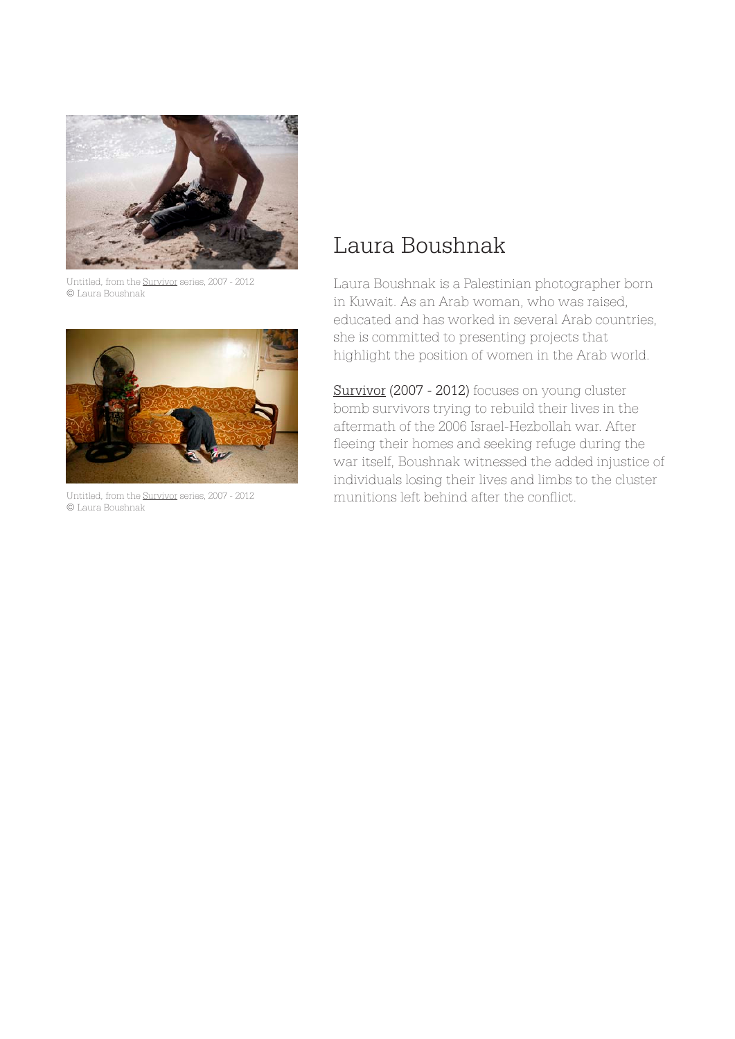Untitled, from the Survivor series, 2007 - 2012
© Laura Boushnak

Untitled, from the Survivor series, 2007 - 2012
© Laura Boushnak

# Laura Boushnak

Laura Boushnak is a Palestinian photographer born in Kuwait. As an Arab woman, who was raised, educated and has worked in several Arab countries, she is committed to presenting projects that highlight the position of women in the Arab world.

Survivor (2007 - 2012) focuses on young cluster bomb survivors trying to rebuild their lives in the aftermath of the 2006 Israel-Hezbollah war. After fleeing their homes and seeking refuge during the war itself, Boushnak witnessed the added injustice of individuals losing their lives and limbs to the cluster munitions left behind after the conflict.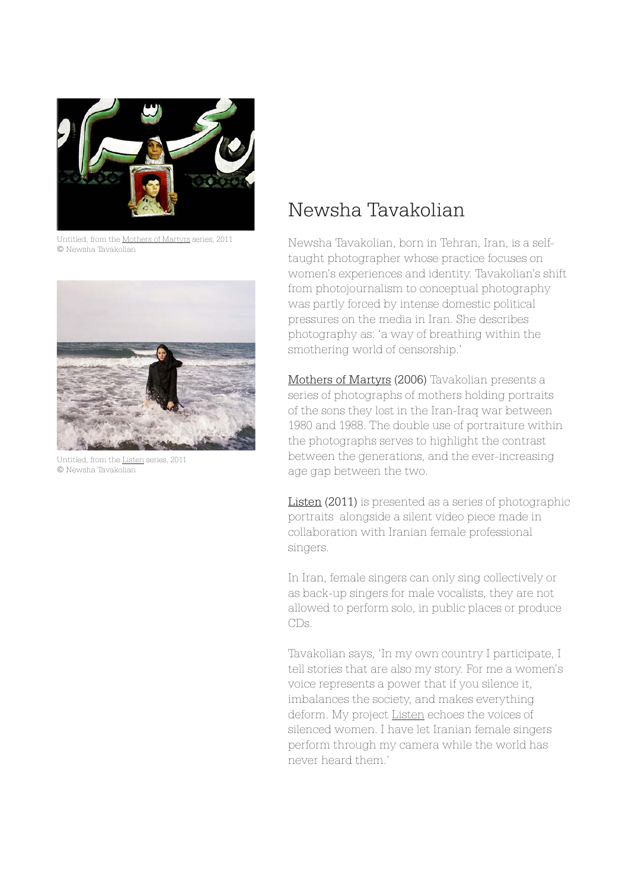Untitled, from the Mothers of Martyrs series, 2011
© Newsha Tavakolian

Untitled, from the Listen series, 2011
© Newsha Tavakolian

# Newsha Tavakolian

Newsha Tavakolian, born in Tehran, Iran, is a self-taught photographer whose practice focuses on women's experiences and identity. Tavakolian's shift from photojournalism to conceptual photography was partly forced by intense domestic political pressures on the media in Iran. She describes photography as: 'a way of breathing within the smothering world of censorship.'

Mothers of Martyrs (2006) Tavakolian presents a series of photographs of mothers holding portraits of the sons they lost in the Iran-Iraq war between 1980 and 1988. The double use of portraiture within the photographs serves to highlight the contrast between the generations, and the ever-increasing age gap between the two.

Listen (2011) is presented as a series of photographic portraits alongside a silent video piece made in collaboration with Iranian female professional singers.

In Iran, female singers can only sing collectively or as back-up singers for male vocalists, they are not allowed to perform solo, in public places or produce CDs.

Tavakolian says, 'In my own country I participate, I tell stories that are also my story. For me a women's voice represents a power that if you silence it, imbalances the society, and makes everything deform. My project Listen echoes the voices of silenced women. I have let Iranian female singers perform through my camera while the world has never heard them.'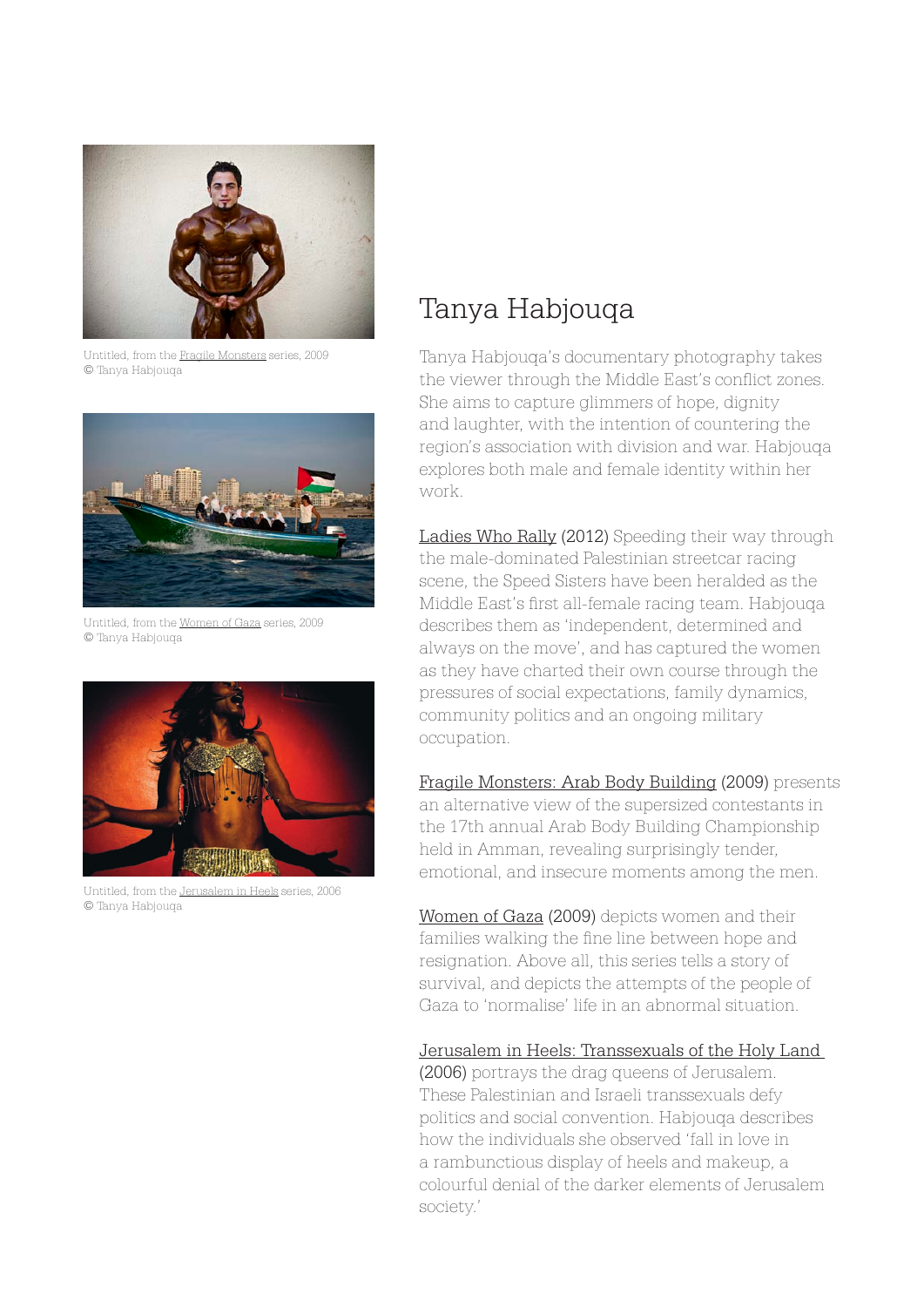Untitled, from the Fragile Monsters series, 2009
© Tanya Habjouqa

Untitled, from the Women of Gaza series, 2009
© Tanya Habjouqa

Untitled, from the Jerusalem in Heels series, 2006
© Tanya Habjouqa

# Tanya Habjouqa

Tanya Habjouqa's documentary photography takes the viewer through the Middle East's conflict zones. She aims to capture glimmers of hope, dignity and laughter, with the intention of countering the region's association with division and war. Habjouqa explores both male and female identity within her work.

Ladies Who Rally (2012) Speeding their way through the male-dominated Palestinian streetcar racing scene, the Speed Sisters have been heralded as the Middle East's first all-female racing team. Habjouqa describes them as 'independent, determined and always on the move', and has captured the women as they have charted their own course through the pressures of social expectations, family dynamics, community politics and an ongoing military occupation.

Fragile Monsters: Arab Body Building (2009) presents an alternative view of the supersized contestants in the 17th annual Arab Body Building Championship held in Amman, revealing surprisingly tender, emotional, and insecure moments among the men.

Women of Gaza (2009) depicts women and their families walking the fine line between hope and resignation. Above all, this series tells a story of survival, and depicts the attempts of the people of Gaza to 'normalise' life in an abnormal situation.

Jerusalem in Heels: Transsexuals of the Holy Land (2006) portrays the drag queens of Jerusalem. These Palestinian and Israeli transsexuals defy politics and social convention. Habjouqa describes how the individuals she observed 'fall in love in a rambunctious display of heels and makeup, a colourful denial of the darker elements of Jerusalem society.'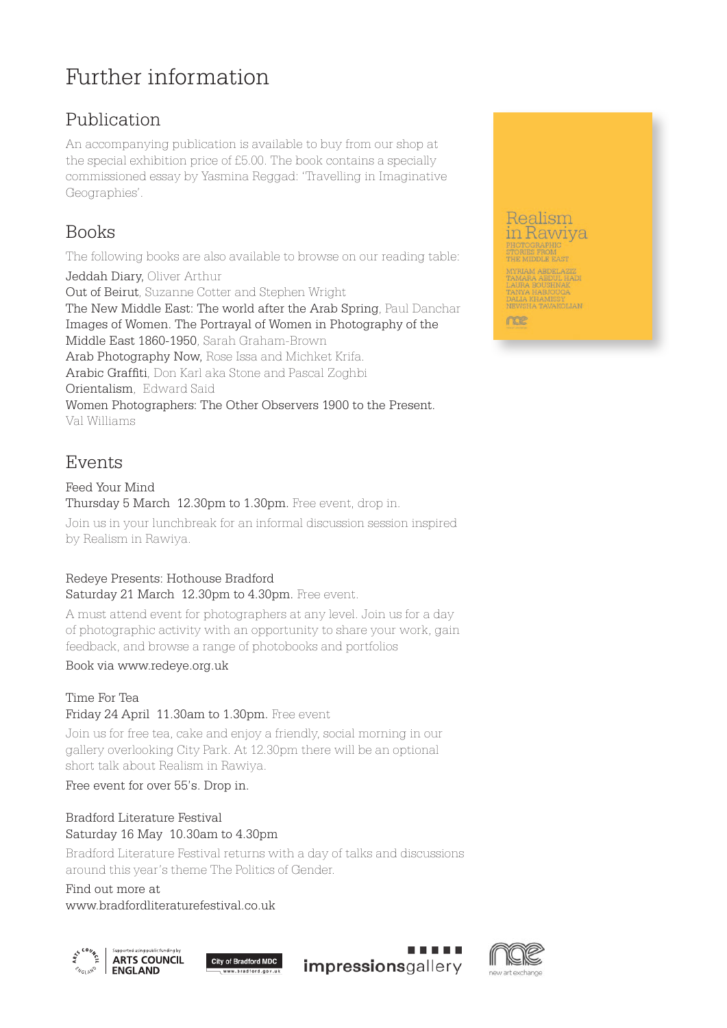# Further information

## Publication

An accompanying publication is available to buy from our shop at the special exhibition price of £5.00. The book contains a specially commissioned essay by Yasmina Reggad: 'Travelling in Imaginative Geographies'.

Realism in Rawiya
PHOTOGRAPHIC STORIES FROM THE MIDDLE EAST
MYRIAM ABDELAZIZ
TAMARA ABDUL HADI
LAURA BOUSHNAK
TANYA HABJOUQA
DALIA KHAMISSY
NEWSHA TAVAKOLIAN

## Books

The following books are also available to browse on our reading table:

Jeddah Diary, Oliver Arthur
Out of Beirut, Suzanne Cotter and Stephen Wright
The New Middle East: The world after the Arab Spring, Paul Danchar
Images of Women. The Portrayal of Women in Photography of the Middle East 1860-1950, Sarah Graham-Brown
Arab Photography Now, Rose Issa and Michket Krifa.
Arabic Graffiti, Don Karl aka Stone and Pascal Zoghbi
Orientalism, Edward Said
Women Photographers: The Other Observers 1900 to the Present. Val Williams

## Events

Feed Your Mind
Thursday 5 March 12.30pm to 1.30pm. Free event, drop in.

Join us in your lunchbreak for an informal discussion session inspired by Realism in Rawiya.

Redeye Presents: Hothouse Bradford
Saturday 21 March 12.30pm to 4.30pm. Free event.

A must attend event for photographers at any level. Join us for a day of photographic activity with an opportunity to share your work, gain feedback, and browse a range of photobooks and portfolios

Book via www.redeye.org.uk

Time For Tea
Friday 24 April 11.30am to 1.30pm. Free event

Join us for free tea, cake and enjoy a friendly, social morning in our gallery overlooking City Park. At 12.30pm there will be an optional short talk about Realism in Rawiya.

Free event for over 55's. Drop in.

Bradford Literature Festival
Saturday 16 May 10.30am to 4.30pm

Bradford Literature Festival returns with a day of talks and discussions around this year's theme The Politics of Gender.

Find out more at
www.bradfordliteraturefestival.co.uk

Supported using public funding by ARTS COUNCIL ENGLAND
City of Bradford MDC www.bradford.gov.uk
impressionsgallery
new art exchange